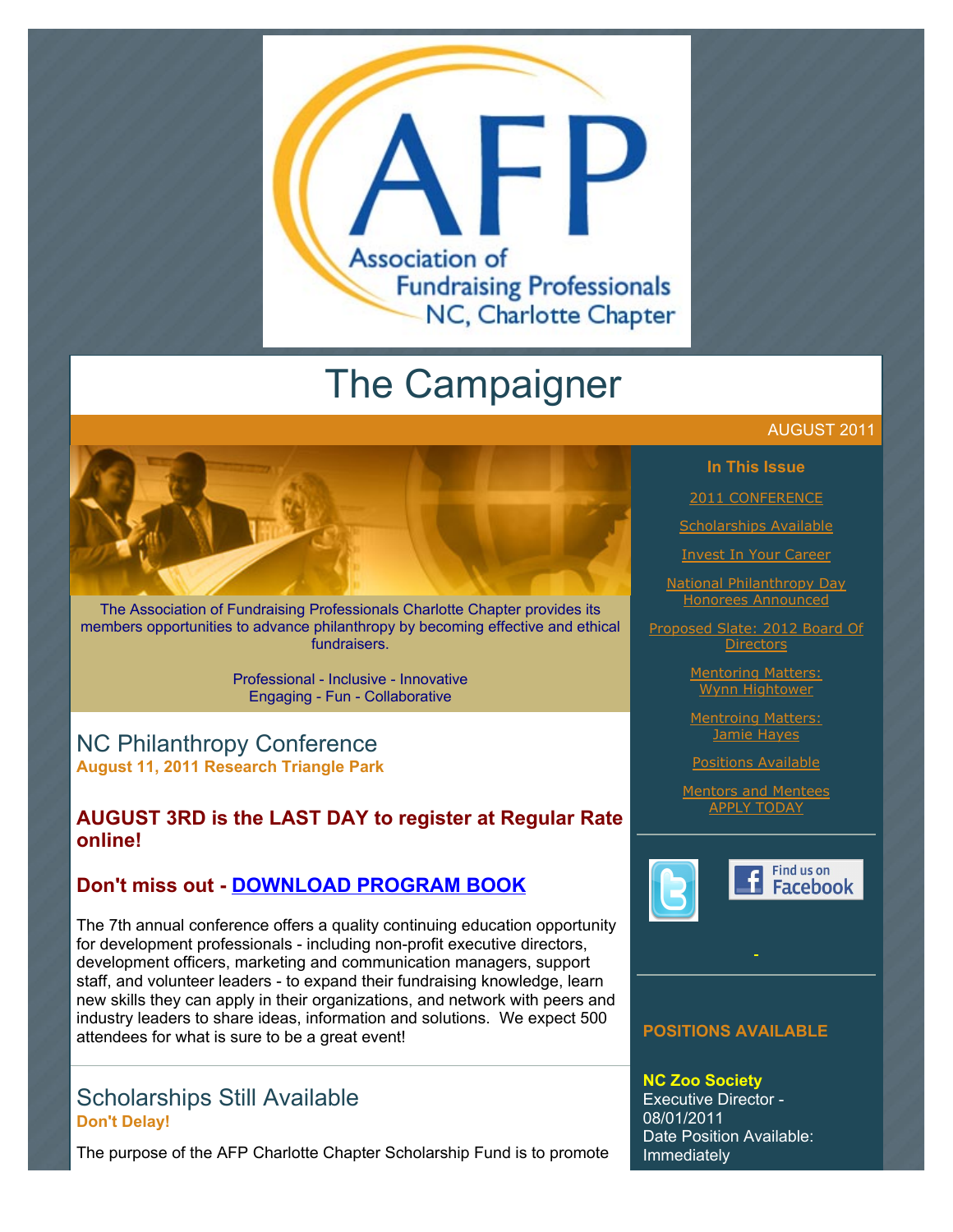Association of Fundraising Professionals NC, Charlotte Chapter

# The Campaigner

AUGUST 2011

The Association of Fundraising Professionals Charlotte Chapter provides its members opportunities to advance philanthropy by becoming effective and ethical fundraisers.

Professional - Inclusive - Innovative
Engaging - Fun - Collaborative

## NC Philanthropy Conference

**August 11, 2011 Research Triangle Park**

### AUGUST 3RD is the LAST DAY to register at Regular Rate online!

### Don't miss out - [DOWNLOAD PROGRAM BOOK]

The 7th annual conference offers a quality continuing education opportunity for development professionals - including non-profit executive directors, development officers, marketing and communication managers, support staff, and volunteer leaders - to expand their fundraising knowledge, learn new skills they can apply in their organizations, and network with peers and industry leaders to share ideas, information and solutions. We expect 500 attendees for what is sure to be a great event!

## Scholarships Still Available

**Don't Delay!**

The purpose of the AFP Charlotte Chapter Scholarship Fund is to promote

**In This Issue**

- 2011 CONFERENCE
- Scholarships Available
- Invest In Your Career
- National Philanthropy Day Honorees Announced
- Proposed Slate: 2012 Board Of Directors
- Mentoring Matters: Wynn Hightower
- Mentroing Matters: Jamie Hayes
- Positions Available
- Mentors and Mentees APPLY TODAY

Find us on Facebook

**POSITIONS AVAILABLE**

**NC Zoo Society**
Executive Director - 08/01/2011
Date Position Available: Immediately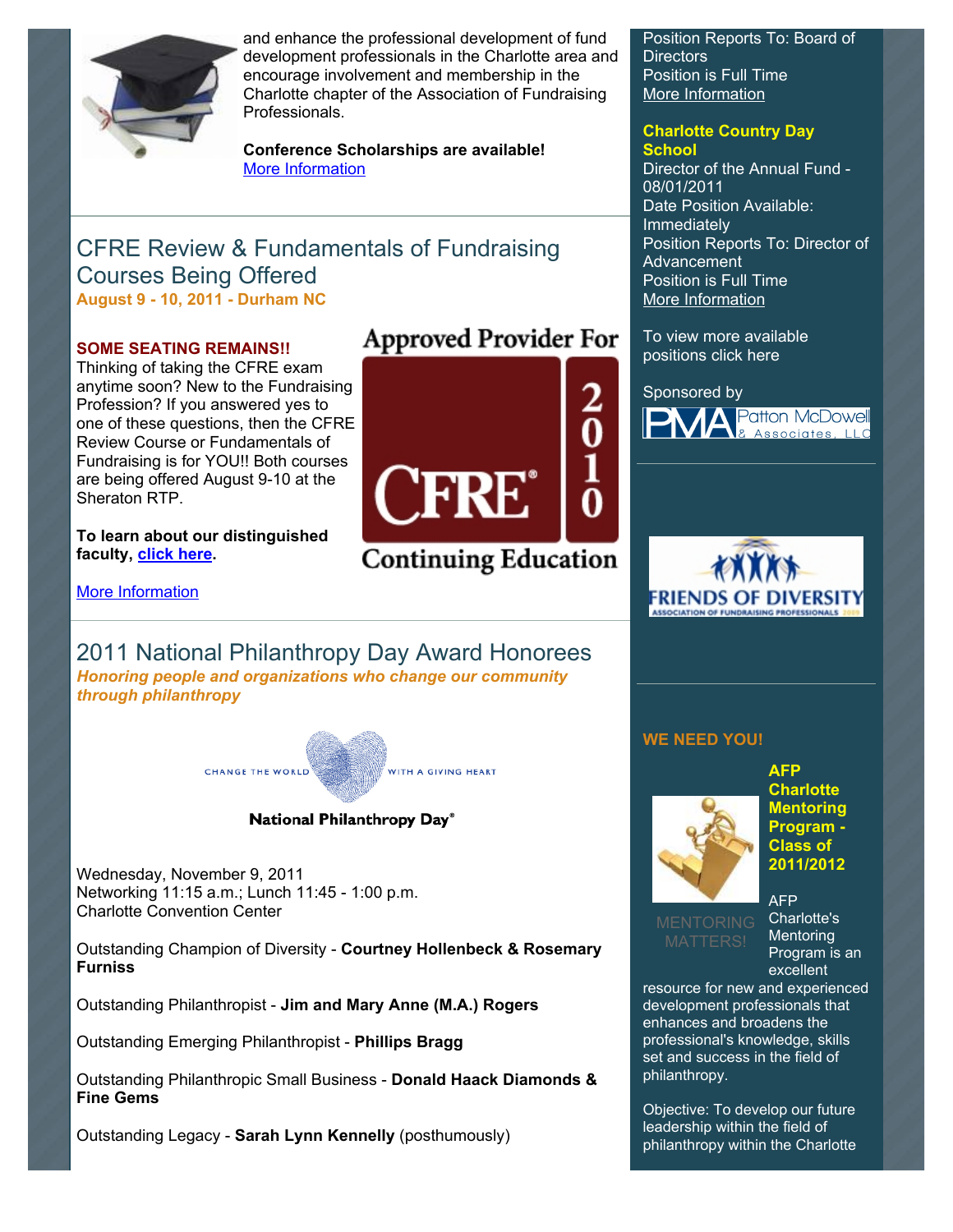and enhance the professional development of fund development professionals in the Charlotte area and encourage involvement and membership in the Charlotte chapter of the Association of Fundraising Professionals.

**Conference Scholarships are available!**
More Information

## CFRE Review & Fundamentals of Fundraising Courses Being Offered

**August 9 - 10, 2011 - Durham NC**

**SOME SEATING REMAINS!!**
Thinking of taking the CFRE exam anytime soon? New to the Fundraising Profession? If you answered yes to one of these questions, then the CFRE Review Course or Fundamentals of Fundraising is for YOU!! Both courses are being offered August 9-10 at the Sheraton RTP.

**To learn about our distinguished faculty, click here.**

More Information

Approved Provider For CFRE® 2010 Continuing Education

## 2011 National Philanthropy Day Award Honorees

***Honoring people and organizations who change our community through philanthropy***

CHANGE THE WORLD WITH A GIVING HEART
National Philanthropy Day®

Wednesday, November 9, 2011
Networking 11:15 a.m.; Lunch 11:45 - 1:00 p.m.
Charlotte Convention Center

Outstanding Champion of Diversity - **Courtney Hollenbeck & Rosemary Furniss**

Outstanding Philanthropist - **Jim and Mary Anne (M.A.) Rogers**

Outstanding Emerging Philanthropist - **Phillips Bragg**

Outstanding Philanthropic Small Business - **Donald Haack Diamonds & Fine Gems**

Outstanding Legacy - **Sarah Lynn Kennelly** (posthumously)

Position Reports To: Board of Directors
Position is Full Time
More Information

**Charlotte Country Day School**
Director of the Annual Fund - 08/01/2011
Date Position Available: Immediately
Position Reports To: Director of Advancement
Position is Full Time
More Information

To view more available positions click here

Sponsored by
PMA Patton McDowell & Associates, LLC

FRIENDS OF DIVERSITY
ASSOCIATION OF FUNDRAISING PROFESSIONALS

**WE NEED YOU!**

**AFP Charlotte Mentoring Program - Class of 2011/2012**

MENTORING MATTERS!

AFP Charlotte's Mentoring Program is an excellent resource for new and experienced development professionals that enhances and broadens the professional's knowledge, skills set and success in the field of philanthropy.

Objective: To develop our future leadership within the field of philanthropy within the Charlotte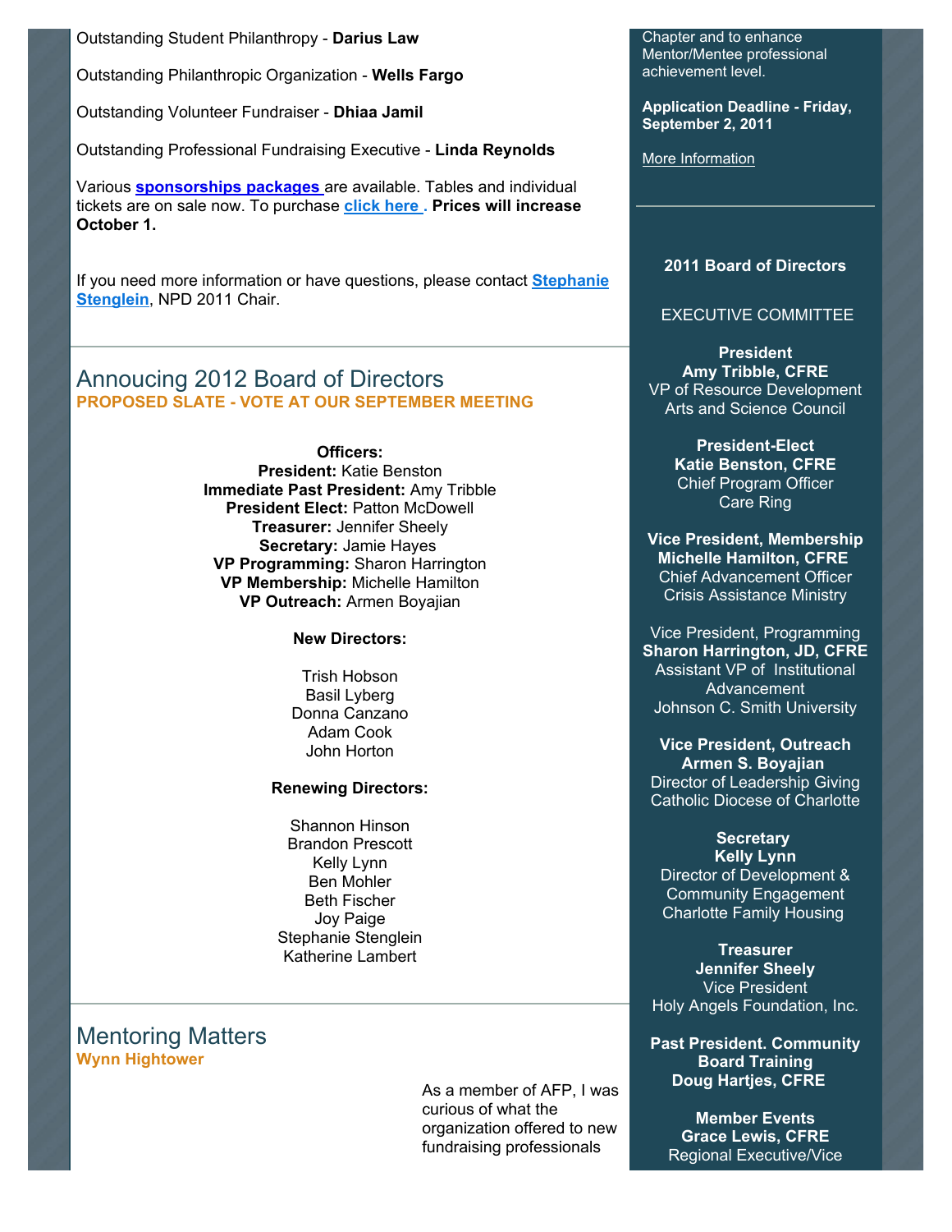Outstanding Student Philanthropy - **Darius Law**

Outstanding Philanthropic Organization - **Wells Fargo**

Outstanding Volunteer Fundraiser - **Dhiaa Jamil**

Outstanding Professional Fundraising Executive - **Linda Reynolds**

Various **sponsorships packages** are available. Tables and individual tickets are on sale now. To purchase **click here** . **Prices will increase October 1.**

If you need more information or have questions, please contact **Stephanie Stenglein**, NPD 2011 Chair.

## Annoucing 2012 Board of Directors

**PROPOSED SLATE - VOTE AT OUR SEPTEMBER MEETING**

**Officers:**
**President:** Katie Benston
**Immediate Past President:** Amy Tribble
**President Elect:** Patton McDowell
**Treasurer:** Jennifer Sheely
**Secretary:** Jamie Hayes
**VP Programming:** Sharon Harrington
**VP Membership:** Michelle Hamilton
**VP Outreach:** Armen Boyajian

**New Directors:**

Trish Hobson
Basil Lyberg
Donna Canzano
Adam Cook
John Horton

**Renewing Directors:**

Shannon Hinson
Brandon Prescott
Kelly Lynn
Ben Mohler
Beth Fischer
Joy Paige
Stephanie Stenglein
Katherine Lambert

## Mentoring Matters

**Wynn Hightower**

As a member of AFP, I was curious of what the organization offered to new fundraising professionals

Chapter and to enhance Mentor/Mentee professional achievement level.

**Application Deadline - Friday, September 2, 2011**

More Information

**2011 Board of Directors**

EXECUTIVE COMMITTEE

**President**
**Amy Tribble, CFRE**
VP of Resource Development
Arts and Science Council

**President-Elect**
**Katie Benston, CFRE**
Chief Program Officer
Care Ring

**Vice President, Membership**
**Michelle Hamilton, CFRE**
Chief Advancement Officer
Crisis Assistance Ministry

Vice President, Programming
**Sharon Harrington, JD, CFRE**
Assistant VP of Institutional Advancement
Johnson C. Smith University

**Vice President, Outreach**
**Armen S. Boyajian**
Director of Leadership Giving
Catholic Diocese of Charlotte

**Secretary**
**Kelly Lynn**
Director of Development & Community Engagement
Charlotte Family Housing

**Treasurer**
**Jennifer Sheely**
Vice President
Holy Angels Foundation, Inc.

**Past President. Community Board Training**
**Doug Hartjes, CFRE**

**Member Events**
**Grace Lewis, CFRE**
Regional Executive/Vice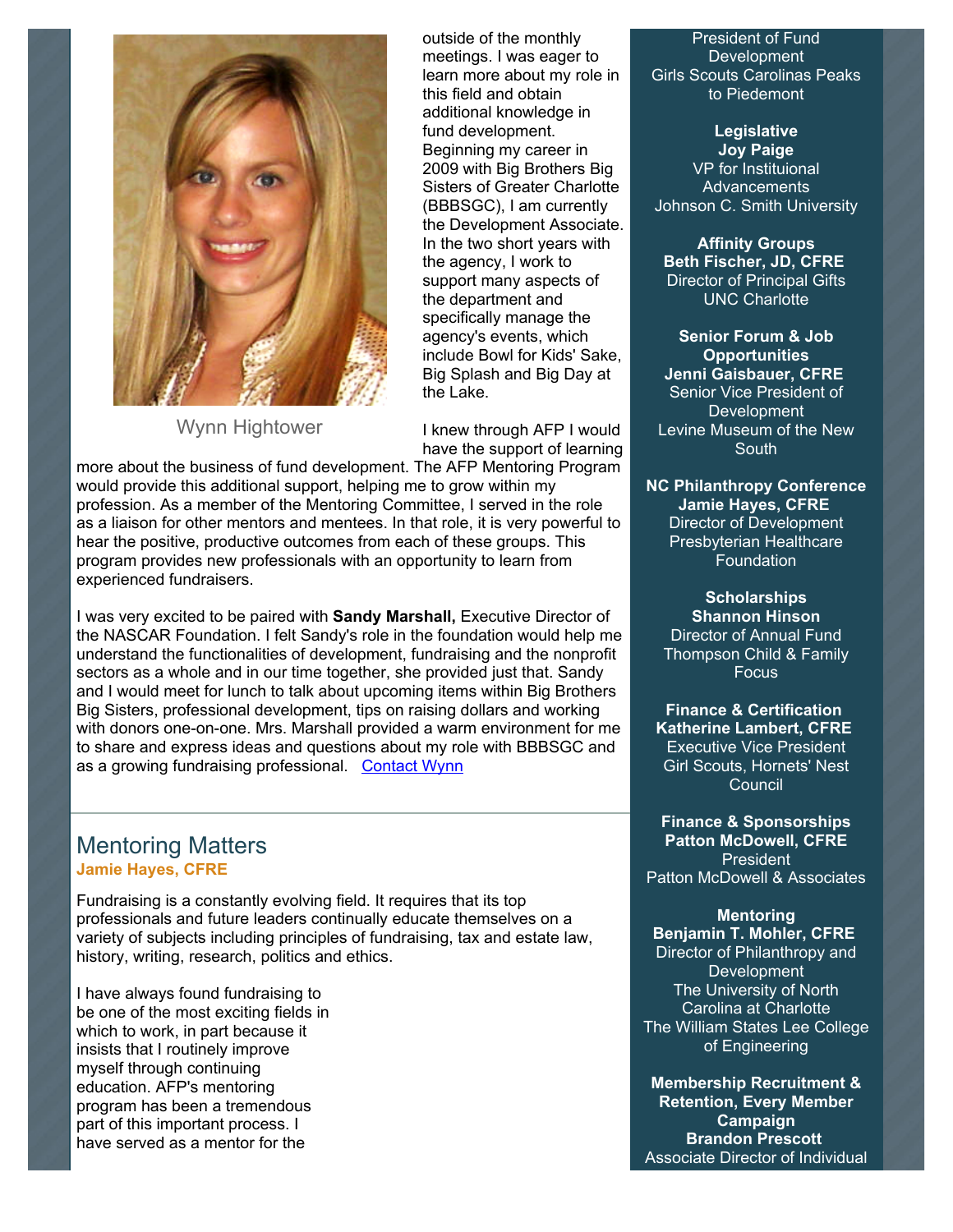Wynn Hightower

outside of the monthly meetings. I was eager to learn more about my role in this field and obtain additional knowledge in fund development. Beginning my career in 2009 with Big Brothers Big Sisters of Greater Charlotte (BBBSGC), I am currently the Development Associate. In the two short years with the agency, I work to support many aspects of the department and specifically manage the agency's events, which include Bowl for Kids' Sake, Big Splash and Big Day at the Lake.

I knew through AFP I would have the support of learning more about the business of fund development. The AFP Mentoring Program would provide this additional support, helping me to grow within my profession. As a member of the Mentoring Committee, I served in the role as a liaison for other mentors and mentees. In that role, it is very powerful to hear the positive, productive outcomes from each of these groups. This program provides new professionals with an opportunity to learn from experienced fundraisers.

I was very excited to be paired with **Sandy Marshall,** Executive Director of the NASCAR Foundation. I felt Sandy's role in the foundation would help me understand the functionalities of development, fundraising and the nonprofit sectors as a whole and in our time together, she provided just that. Sandy and I would meet for lunch to talk about upcoming items within Big Brothers Big Sisters, professional development, tips on raising dollars and working with donors one-on-one. Mrs. Marshall provided a warm environment for me to share and express ideas and questions about my role with BBBSGC and as a growing fundraising professional. Contact Wynn

## Mentoring Matters

**Jamie Hayes, CFRE**

Fundraising is a constantly evolving field. It requires that its top professionals and future leaders continually educate themselves on a variety of subjects including principles of fundraising, tax and estate law, history, writing, research, politics and ethics.

I have always found fundraising to be one of the most exciting fields in which to work, in part because it insists that I routinely improve myself through continuing education. AFP's mentoring program has been a tremendous part of this important process. I have served as a mentor for the

President of Fund Development
Girls Scouts Carolinas Peaks to Piedemont

**Legislative**
**Joy Paige**
VP for Instituional Advancements
Johnson C. Smith University

**Affinity Groups**
**Beth Fischer, JD, CFRE**
Director of Principal Gifts
UNC Charlotte

**Senior Forum & Job Opportunities**
**Jenni Gaisbauer, CFRE**
Senior Vice President of Development
Levine Museum of the New South

**NC Philanthropy Conference**
**Jamie Hayes, CFRE**
Director of Development
Presbyterian Healthcare Foundation

**Scholarships**
**Shannon Hinson**
Director of Annual Fund
Thompson Child & Family Focus

**Finance & Certification**
**Katherine Lambert, CFRE**
Executive Vice President
Girl Scouts, Hornets' Nest Council

**Finance & Sponsorships**
**Patton McDowell, CFRE**
President
Patton McDowell & Associates

**Mentoring**
**Benjamin T. Mohler, CFRE**
Director of Philanthropy and Development
The University of North Carolina at Charlotte
The William States Lee College of Engineering

**Membership Recruitment & Retention, Every Member Campaign**
**Brandon Prescott**
Associate Director of Individual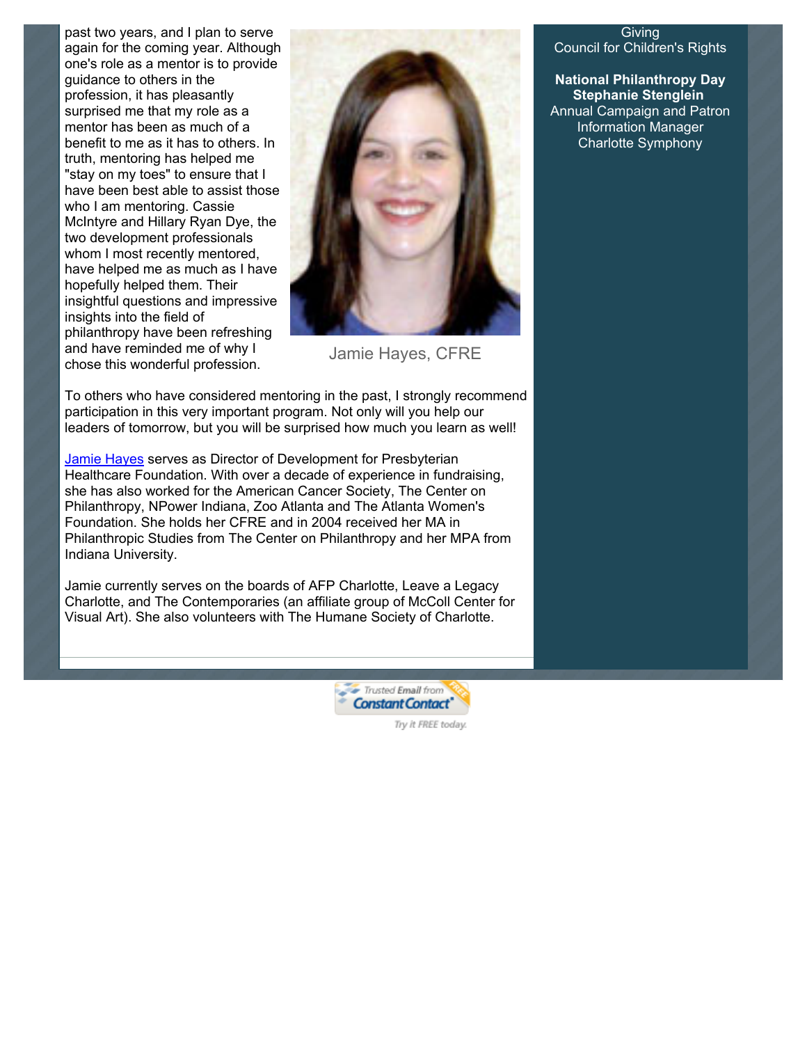past two years, and I plan to serve again for the coming year. Although one's role as a mentor is to provide guidance to others in the profession, it has pleasantly surprised me that my role as a mentor has been as much of a benefit to me as it has to others. In truth, mentoring has helped me "stay on my toes" to ensure that I have been best able to assist those who I am mentoring. Cassie McIntyre and Hillary Ryan Dye, the two development professionals whom I most recently mentored, have helped me as much as I have hopefully helped them. Their insightful questions and impressive insights into the field of philanthropy have been refreshing and have reminded me of why I chose this wonderful profession.

Jamie Hayes, CFRE

To others who have considered mentoring in the past, I strongly recommend participation in this very important program. Not only will you help our leaders of tomorrow, but you will be surprised how much you learn as well!

[Jamie Hayes](#) serves as Director of Development for Presbyterian Healthcare Foundation. With over a decade of experience in fundraising, she has also worked for the American Cancer Society, The Center on Philanthropy, NPower Indiana, Zoo Atlanta and The Atlanta Women's Foundation. She holds her CFRE and in 2004 received her MA in Philanthropic Studies from The Center on Philanthropy and her MPA from Indiana University.

Jamie currently serves on the boards of AFP Charlotte, Leave a Legacy Charlotte, and The Contemporaries (an affiliate group of McColl Center for Visual Art). She also volunteers with The Humane Society of Charlotte.

Giving
Council for Children's Rights

**National Philanthropy Day**
**Stephanie Stenglein**
Annual Campaign and Patron Information Manager
Charlotte Symphony

Trusted Email from Constant Contact
Try it FREE today.